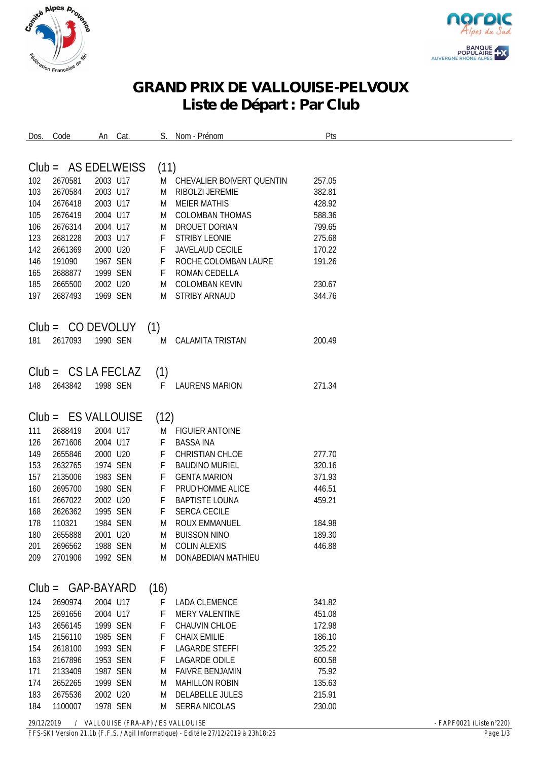# GRAND PRIX DE VALLOUISE-PELVOUX
## Liste de Départ : Par Club

| Dos. | Code | An | Cat. | S. | Nom - Prénom | Pts |
|---|---|---|---|---|---|---|

### Club = AS EDELWEISS (11)

| Dos. | Code | An | Cat. | S. | Nom - Prénom | Pts |
|---|---|---|---|---|---|---|
| 102 | 2670581 | 2003 | U17 | M | CHEVALIER BOIVERT QUENTIN | 257.05 |
| 103 | 2670584 | 2003 | U17 | M | RIBOLZI JEREMIE | 382.81 |
| 104 | 2676418 | 2003 | U17 | M | MEIER MATHIS | 428.92 |
| 105 | 2676419 | 2004 | U17 | M | COLOMBAN THOMAS | 588.36 |
| 106 | 2676314 | 2004 | U17 | M | DROUET DORIAN | 799.65 |
| 123 | 2681228 | 2003 | U17 | F | STRIBY LEONIE | 275.68 |
| 142 | 2661369 | 2000 | U20 | F | JAVELAUD CECILE | 170.22 |
| 146 | 191090 | 1967 | SEN | F | ROCHE COLOMBAN LAURE | 191.26 |
| 165 | 2688877 | 1999 | SEN | F | ROMAN CEDELLA | |
| 185 | 2665500 | 2002 | U20 | M | COLOMBAN KEVIN | 230.67 |
| 197 | 2687493 | 1969 | SEN | M | STRIBY ARNAUD | 344.76 |

### Club = CO DEVOLUY (1)

| Dos. | Code | An | Cat. | S. | Nom - Prénom | Pts |
|---|---|---|---|---|---|---|
| 181 | 2617093 | 1990 | SEN | M | CALAMITA TRISTAN | 200.49 |

### Club = CS LA FECLAZ (1)

| Dos. | Code | An | Cat. | S. | Nom - Prénom | Pts |
|---|---|---|---|---|---|---|
| 148 | 2643842 | 1998 | SEN | F | LAURENS MARION | 271.34 |

### Club = ES VALLOUISE (12)

| Dos. | Code | An | Cat. | S. | Nom - Prénom | Pts |
|---|---|---|---|---|---|---|
| 111 | 2688419 | 2004 | U17 | M | FIGUIER ANTOINE | |
| 126 | 2671606 | 2004 | U17 | F | BASSA INA | |
| 149 | 2655846 | 2000 | U20 | F | CHRISTIAN CHLOE | 277.70 |
| 153 | 2632765 | 1974 | SEN | F | BAUDINO MURIEL | 320.16 |
| 157 | 2135006 | 1983 | SEN | F | GENTA MARION | 371.93 |
| 160 | 2695700 | 1980 | SEN | F | PRUD'HOMME ALICE | 446.51 |
| 161 | 2667022 | 2002 | U20 | F | BAPTISTE LOUNA | 459.21 |
| 168 | 2626362 | 1995 | SEN | F | SERCA CECILE | |
| 178 | 110321 | 1984 | SEN | M | ROUX EMMANUEL | 184.98 |
| 180 | 2655888 | 2001 | U20 | M | BUISSON NINO | 189.30 |
| 201 | 2696562 | 1988 | SEN | M | COLIN ALEXIS | 446.88 |
| 209 | 2701906 | 1992 | SEN | M | DONABEDIAN MATHIEU | |

### Club = GAP-BAYARD (16)

| Dos. | Code | An | Cat. | S. | Nom - Prénom | Pts |
|---|---|---|---|---|---|---|
| 124 | 2690974 | 2004 | U17 | F | LADA CLEMENCE | 341.82 |
| 125 | 2691656 | 2004 | U17 | F | MERY VALENTINE | 451.08 |
| 143 | 2656145 | 1999 | SEN | F | CHAUVIN CHLOE | 172.98 |
| 145 | 2156110 | 1985 | SEN | F | CHAIX EMILIE | 186.10 |
| 154 | 2618100 | 1993 | SEN | F | LAGARDE STEFFI | 325.22 |
| 163 | 2167896 | 1953 | SEN | F | LAGARDE ODILE | 600.58 |
| 171 | 2133409 | 1987 | SEN | M | FAIVRE BENJAMIN | 75.92 |
| 174 | 2652265 | 1999 | SEN | M | MAHILLON ROBIN | 135.63 |
| 183 | 2675536 | 2002 | U20 | M | DELABELLE JULES | 215.91 |
| 184 | 1100007 | 1978 | SEN | M | SERRA NICOLAS | 230.00 |

29/12/2019 / VALLOUISE (FRA-AP) / ES VALLOUISE - FAPF0021 (Liste n°220)

FFS-SKI Version 21.1b (F.F.S. / Agil Informatique) - Edité le 27/12/2019 à 23h18:25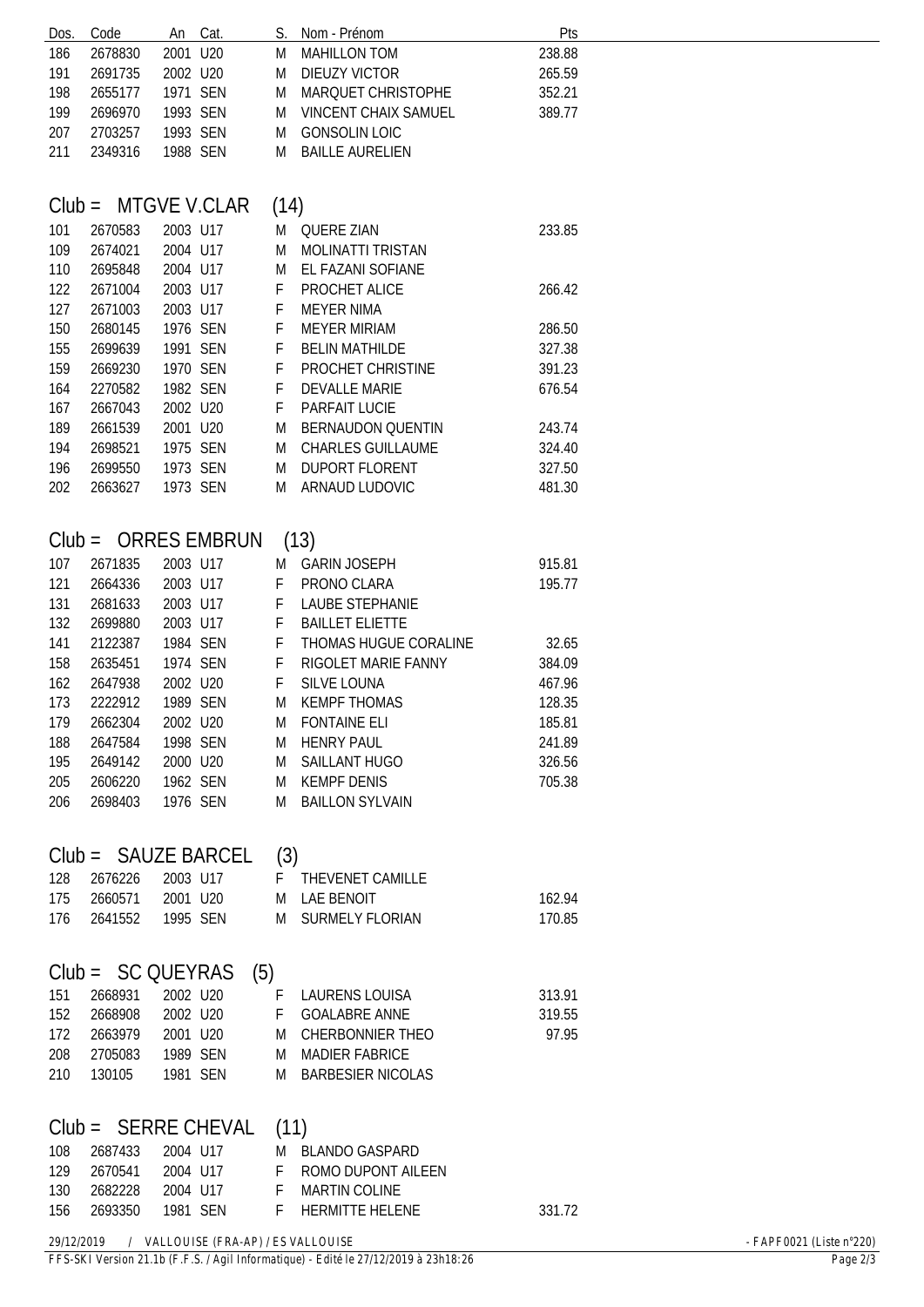| Dos. | Code | An | Cat. | S. | Nom - Prénom | Pts |
|---|---|---|---|---|---|---|
| 186 | 2678830 | 2001 | U20 | M | MAHILLON TOM | 238.88 |
| 191 | 2691735 | 2002 | U20 | M | DIEUZY VICTOR | 265.59 |
| 198 | 2655177 | 1971 | SEN | M | MARQUET CHRISTOPHE | 352.21 |
| 199 | 2696970 | 1993 | SEN | M | VINCENT CHAIX SAMUEL | 389.77 |
| 207 | 2703257 | 1993 | SEN | M | GONSOLIN LOIC | |
| 211 | 2349316 | 1988 | SEN | M | BAILLE AURELIEN | |

## Club = MTGVE V.CLAR (14)

| Dos. | Code | An | Cat. | S. | Nom - Prénom | Pts |
|---|---|---|---|---|---|---|
| 101 | 2670583 | 2003 | U17 | M | QUERE ZIAN | 233.85 |
| 109 | 2674021 | 2004 | U17 | M | MOLINATTI TRISTAN | |
| 110 | 2695848 | 2004 | U17 | M | EL FAZANI SOFIANE | |
| 122 | 2671004 | 2003 | U17 | F | PROCHET ALICE | 266.42 |
| 127 | 2671003 | 2003 | U17 | F | MEYER NIMA | |
| 150 | 2680145 | 1976 | SEN | F | MEYER MIRIAM | 286.50 |
| 155 | 2699639 | 1991 | SEN | F | BELIN MATHILDE | 327.38 |
| 159 | 2669230 | 1970 | SEN | F | PROCHET CHRISTINE | 391.23 |
| 164 | 2270582 | 1982 | SEN | F | DEVALLE MARIE | 676.54 |
| 167 | 2667043 | 2002 | U20 | F | PARFAIT LUCIE | |
| 189 | 2661539 | 2001 | U20 | M | BERNAUDON QUENTIN | 243.74 |
| 194 | 2698521 | 1975 | SEN | M | CHARLES GUILLAUME | 324.40 |
| 196 | 2699550 | 1973 | SEN | M | DUPORT FLORENT | 327.50 |
| 202 | 2663627 | 1973 | SEN | M | ARNAUD LUDOVIC | 481.30 |

## Club = ORRES EMBRUN (13)

| Dos. | Code | An | Cat. | S. | Nom - Prénom | Pts |
|---|---|---|---|---|---|---|
| 107 | 2671835 | 2003 | U17 | M | GARIN JOSEPH | 915.81 |
| 121 | 2664336 | 2003 | U17 | F | PRONO CLARA | 195.77 |
| 131 | 2681633 | 2003 | U17 | F | LAUBE STEPHANIE | |
| 132 | 2699880 | 2003 | U17 | F | BAILLET ELIETTE | |
| 141 | 2122387 | 1984 | SEN | F | THOMAS HUGUE CORALINE | 32.65 |
| 158 | 2635451 | 1974 | SEN | F | RIGOLET MARIE FANNY | 384.09 |
| 162 | 2647938 | 2002 | U20 | F | SILVE LOUNA | 467.96 |
| 173 | 2222912 | 1989 | SEN | M | KEMPF THOMAS | 128.35 |
| 179 | 2662304 | 2002 | U20 | M | FONTAINE ELI | 185.81 |
| 188 | 2647584 | 1998 | SEN | M | HENRY PAUL | 241.89 |
| 195 | 2649142 | 2000 | U20 | M | SAILLANT HUGO | 326.56 |
| 205 | 2606220 | 1962 | SEN | M | KEMPF DENIS | 705.38 |
| 206 | 2698403 | 1976 | SEN | M | BAILLON SYLVAIN | |

## Club = SAUZE BARCEL (3)

| Dos. | Code | An | Cat. | S. | Nom - Prénom | Pts |
|---|---|---|---|---|---|---|
| 128 | 2676226 | 2003 | U17 | F | THEVENET CAMILLE | |
| 175 | 2660571 | 2001 | U20 | M | LAE BENOIT | 162.94 |
| 176 | 2641552 | 1995 | SEN | M | SURMELY FLORIAN | 170.85 |

## Club = SC QUEYRAS (5)

| Dos. | Code | An | Cat. | S. | Nom - Prénom | Pts |
|---|---|---|---|---|---|---|
| 151 | 2668931 | 2002 | U20 | F | LAURENS LOUISA | 313.91 |
| 152 | 2668908 | 2002 | U20 | F | GOALABRE ANNE | 319.55 |
| 172 | 2663979 | 2001 | U20 | M | CHERBONNIER THEO | 97.95 |
| 208 | 2705083 | 1989 | SEN | M | MADIER FABRICE | |
| 210 | 130105 | 1981 | SEN | M | BARBESIER NICOLAS | |

## Club = SERRE CHEVAL (11)

| Dos. | Code | An | Cat. | S. | Nom - Prénom | Pts |
|---|---|---|---|---|---|---|
| 108 | 2687433 | 2004 | U17 | M | BLANDO GASPARD | |
| 129 | 2670541 | 2004 | U17 | F | ROMO DUPONT AILEEN | |
| 130 | 2682228 | 2004 | U17 | F | MARTIN COLINE | |
| 156 | 2693350 | 1981 | SEN | F | HERMITTE HELENE | 331.72 |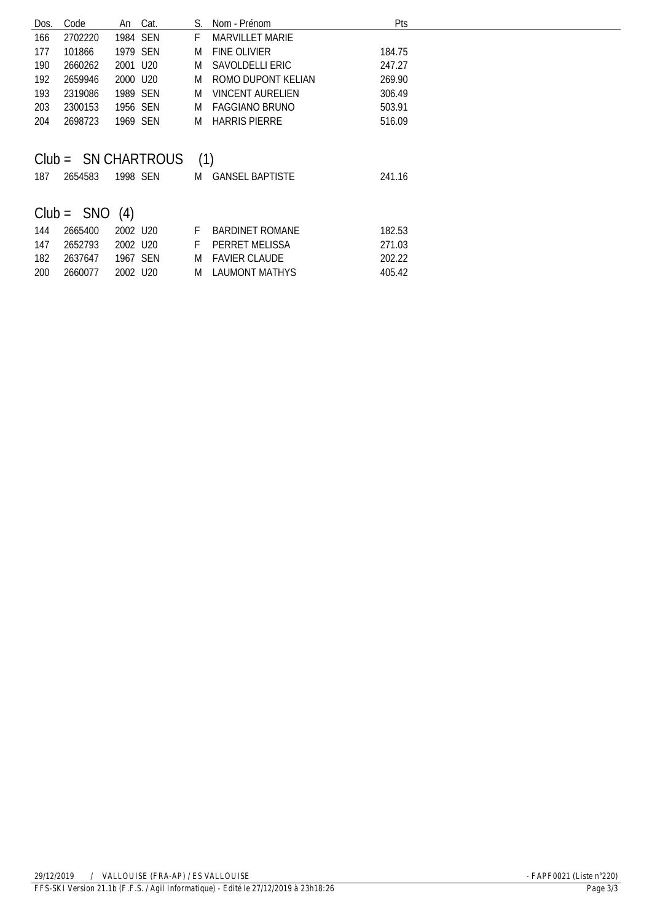| Dos. | Code | An | Cat. | S. | Nom - Prénom | Pts |
|---|---|---|---|---|---|---|
| 166 | 2702220 | 1984 | SEN | F | MARVILLET MARIE | |
| 177 | 101866 | 1979 | SEN | M | FINE OLIVIER | 184.75 |
| 190 | 2660262 | 2001 | U20 | M | SAVOLDELLI ERIC | 247.27 |
| 192 | 2659946 | 2000 | U20 | M | ROMO DUPONT KELIAN | 269.90 |
| 193 | 2319086 | 1989 | SEN | M | VINCENT AURELIEN | 306.49 |
| 203 | 2300153 | 1956 | SEN | M | FAGGIANO BRUNO | 503.91 |
| 204 | 2698723 | 1969 | SEN | M | HARRIS PIERRE | 516.09 |

## Club = SN CHARTROUS (1)

| | | | | | | |
|---|---|---|---|---|---|---|
| 187 | 2654583 | 1998 | SEN | M | GANSEL BAPTISTE | 241.16 |

## Club = SNO (4)

| | | | | | | |
|---|---|---|---|---|---|---|
| 144 | 2665400 | 2002 | U20 | F | BARDINET ROMANE | 182.53 |
| 147 | 2652793 | 2002 | U20 | F | PERRET MELISSA | 271.03 |
| 182 | 2637647 | 1967 | SEN | M | FAVIER CLAUDE | 202.22 |
| 200 | 2660077 | 2002 | U20 | M | LAUMONT MATHYS | 405.42 |